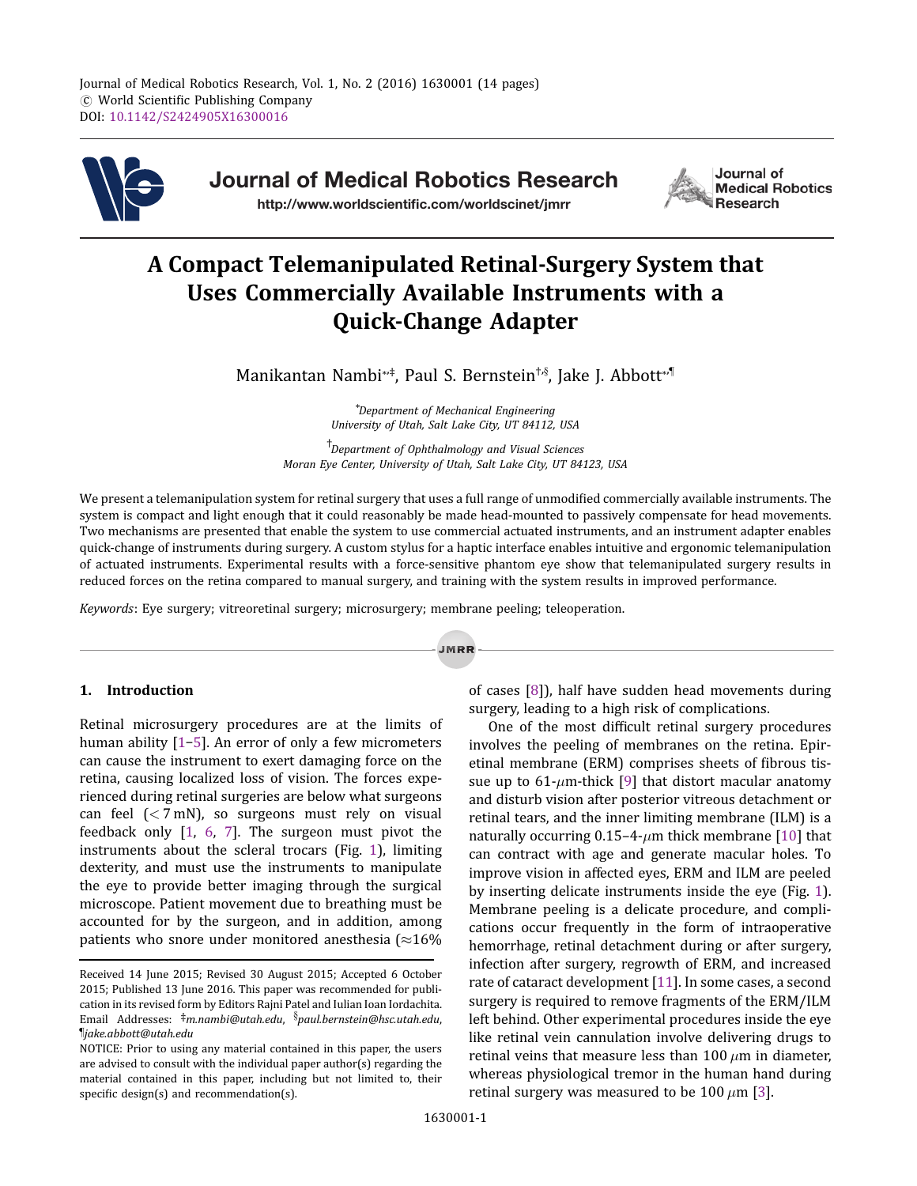Journal of Medical Robotics Research, Vol. 1, No. 2 (2016) 1630001 (14 pages)
© World Scientific Publishing Company
DOI: 10.1142/S2424905X16300016

# A Compact Telemanipulated Retinal-Surgery System that Uses Commercially Available Instruments with a Quick-Change Adapter

Manikantan Nambi[*,‡], Paul S. Bernstein[†,§], Jake J. Abbott[*,¶]

[*]Department of Mechanical Engineering
University of Utah, Salt Lake City, UT 84112, USA

[†]Department of Ophthalmology and Visual Sciences
Moran Eye Center, University of Utah, Salt Lake City, UT 84123, USA

We present a telemanipulation system for retinal surgery that uses a full range of unmodified commercially available instruments. The system is compact and light enough that it could reasonably be made head-mounted to passively compensate for head movements. Two mechanisms are presented that enable the system to use commercial actuated instruments, and an instrument adapter enables quick-change of instruments during surgery. A custom stylus for a haptic interface enables intuitive and ergonomic telemanipulation of actuated instruments. Experimental results with a force-sensitive phantom eye show that telemanipulated surgery results in reduced forces on the retina compared to manual surgery, and training with the system results in improved performance.

*Keywords*: Eye surgery; vitreoretinal surgery; microsurgery; membrane peeling; teleoperation.

## 1. Introduction

Retinal microsurgery procedures are at the limits of human ability [1–5]. An error of only a few micrometers can cause the instrument to exert damaging force on the retina, causing localized loss of vision. The forces experienced during retinal surgeries are below what surgeons can feel ($< 7$ mN), so surgeons must rely on visual feedback only [1, 6, 7]. The surgeon must pivot the instruments about the scleral trocars (Fig. 1), limiting dexterity, and must use the instruments to manipulate the eye to provide better imaging through the surgical microscope. Patient movement due to breathing must be accounted for by the surgeon, and in addition, among patients who snore under monitored anesthesia ($\approx$16% of cases [8]), half have sudden head movements during surgery, leading to a high risk of complications.

One of the most difficult retinal surgery procedures involves the peeling of membranes on the retina. Epiretinal membrane (ERM) comprises sheets of fibrous tissue up to 61-$\mu$m-thick [9] that distort macular anatomy and disturb vision after posterior vitreous detachment or retinal tears, and the inner limiting membrane (ILM) is a naturally occurring 0.15–4-$\mu$m thick membrane [10] that can contract with age and generate macular holes. To improve vision in affected eyes, ERM and ILM are peeled by inserting delicate instruments inside the eye (Fig. 1). Membrane peeling is a delicate procedure, and complications occur frequently in the form of intraoperative hemorrhage, retinal detachment during or after surgery, infection after surgery, regrowth of ERM, and increased rate of cataract development [11]. In some cases, a second surgery is required to remove fragments of the ERM/ILM left behind. Other experimental procedures inside the eye like retinal vein cannulation involve delivering drugs to retinal veins that measure less than 100 $\mu$m in diameter, whereas physiological tremor in the human hand during retinal surgery was measured to be 100 $\mu$m [3].

Received 14 June 2015; Revised 30 August 2015; Accepted 6 October 2015; Published 13 June 2016. This paper was recommended for publication in its revised form by Editors Rajni Patel and Iulian Ioan Iordachita.
Email Addresses: [‡]m.nambi@utah.edu, [§]paul.bernstein@hsc.utah.edu, [¶]jake.abbott@utah.edu

NOTICE: Prior to using any material contained in this paper, the users are advised to consult with the individual paper author(s) regarding the material contained in this paper, including but not limited to, their specific design(s) and recommendation(s).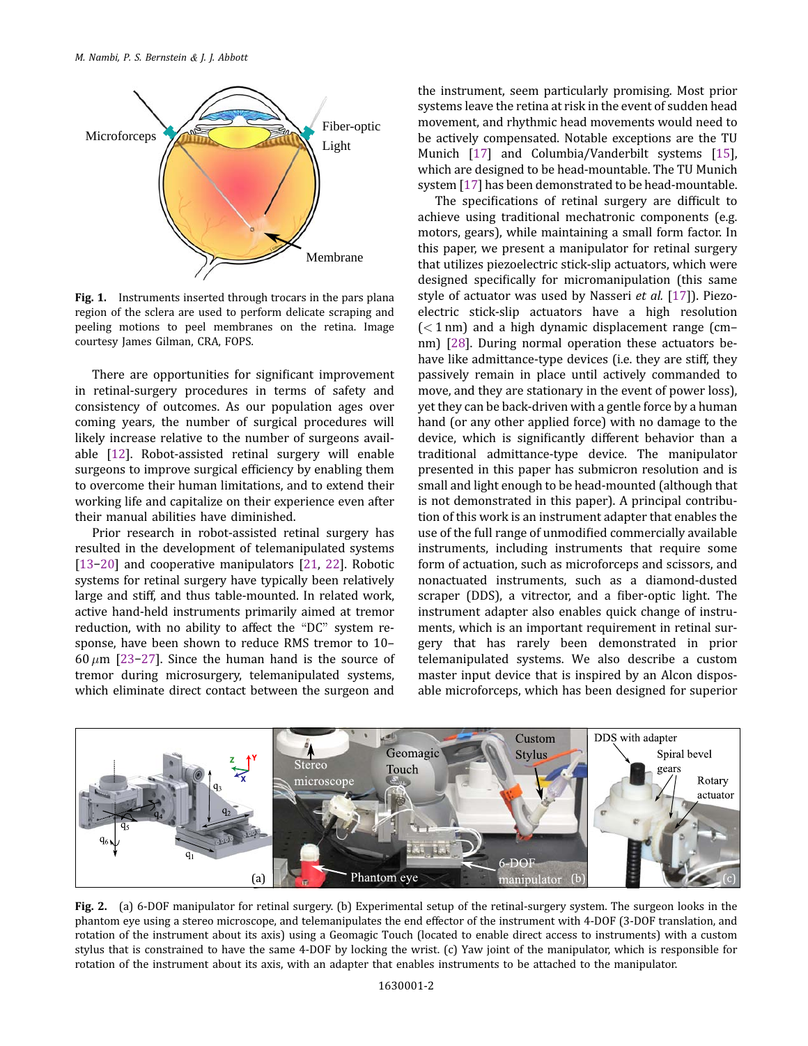Microforceps

Fiber-optic Light

Membrane

**Fig. 1.** Instruments inserted through trocars in the pars plana region of the sclera are used to perform delicate scraping and peeling motions to peel membranes on the retina. Image courtesy James Gilman, CRA, FOPS.

There are opportunities for significant improvement in retinal-surgery procedures in terms of safety and consistency of outcomes. As our population ages over coming years, the number of surgical procedures will likely increase relative to the number of surgeons available [12]. Robot-assisted retinal surgery will enable surgeons to improve surgical efficiency by enabling them to overcome their human limitations, and to extend their working life and capitalize on their experience even after their manual abilities have diminished.

Prior research in robot-assisted retinal surgery has resulted in the development of telemanipulated systems [13–20] and cooperative manipulators [21, 22]. Robotic systems for retinal surgery have typically been relatively large and stiff, and thus table-mounted. In related work, active hand-held instruments primarily aimed at tremor reduction, with no ability to affect the "DC" system response, have been shown to reduce RMS tremor to 10–60 $\mu$m [23–27]. Since the human hand is the source of tremor during microsurgery, telemanipulated systems, which eliminate direct contact between the surgeon and the instrument, seem particularly promising. Most prior systems leave the retina at risk in the event of sudden head movement, and rhythmic head movements would need to be actively compensated. Notable exceptions are the TU Munich [17] and Columbia/Vanderbilt systems [15], which are designed to be head-mountable. The TU Munich system [17] has been demonstrated to be head-mountable.

The specifications of retinal surgery are difficult to achieve using traditional mechatronic components (e.g. motors, gears), while maintaining a small form factor. In this paper, we present a manipulator for retinal surgery that utilizes piezoelectric stick-slip actuators, which were designed specifically for micromanipulation (this same style of actuator was used by Nasseri *et al.* [17]). Piezoelectric stick-slip actuators have a high resolution (< 1 nm) and a high dynamic displacement range (cm–nm) [28]. During normal operation these actuators behave like admittance-type devices (i.e. they are stiff, they passively remain in place until actively commanded to move, and they are stationary in the event of power loss), yet they can be back-driven with a gentle force by a human hand (or any other applied force) with no damage to the device, which is significantly different behavior than a traditional admittance-type device. The manipulator presented in this paper has submicron resolution and is small and light enough to be head-mounted (although that is not demonstrated in this paper). A principal contribution of this work is an instrument adapter that enables the use of the full range of unmodified commercially available instruments, including instruments that require some form of actuation, such as microforceps and scissors, and nonactuated instruments, such as a diamond-dusted scraper (DDS), a vitrector, and a fiber-optic light. The instrument adapter also enables quick change of instruments, which is an important requirement in retinal surgery that has rarely been demonstrated in prior telemanipulated systems. We also describe a custom master input device that is inspired by an Alcon disposable microforceps, which has been designed for superior

(a) Z Y X $q_1$ $q_2$ $q_3$ $q_4$ $q_5$ $q_6$

(b) Stereo microscope, Geomagic Touch, Custom Stylus, Phantom eye, 6-DOF manipulator

(c) DDS with adapter, Spiral bevel gears, Rotary actuator

**Fig. 2.** (a) 6-DOF manipulator for retinal surgery. (b) Experimental setup of the retinal-surgery system. The surgeon looks in the phantom eye using a stereo microscope, and telemanipulates the end effector of the instrument with 4-DOF (3-DOF translation, and rotation of the instrument about its axis) using a Geomagic Touch (located to enable direct access to instruments) with a custom stylus that is constrained to have the same 4-DOF by locking the wrist. (c) Yaw joint of the manipulator, which is responsible for rotation of the instrument about its axis, with an adapter that enables instruments to be attached to the manipulator.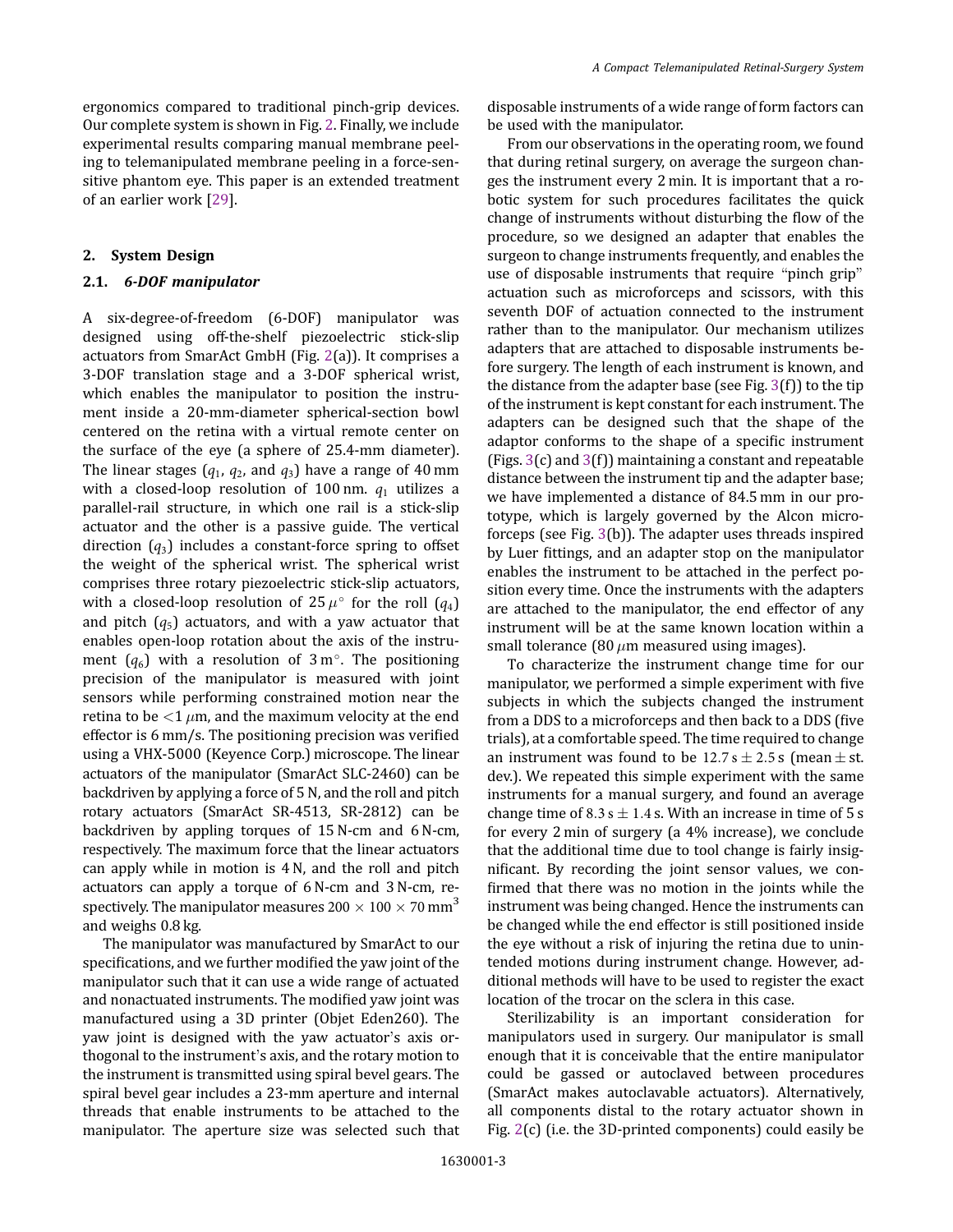ergonomics compared to traditional pinch-grip devices. Our complete system is shown in Fig. 2. Finally, we include experimental results comparing manual membrane peeling to telemanipulated membrane peeling in a force-sensitive phantom eye. This paper is an extended treatment of an earlier work [29].

## 2. System Design

### 2.1. *6-DOF manipulator*

A six-degree-of-freedom (6-DOF) manipulator was designed using off-the-shelf piezoelectric stick-slip actuators from SmarAct GmbH (Fig. 2(a)). It comprises a 3-DOF translation stage and a 3-DOF spherical wrist, which enables the manipulator to position the instrument inside a 20-mm-diameter spherical-section bowl centered on the retina with a virtual remote center on the surface of the eye (a sphere of 25.4-mm diameter). The linear stages ($q_1$, $q_2$, and $q_3$) have a range of 40 mm with a closed-loop resolution of 100 nm. $q_1$ utilizes a parallel-rail structure, in which one rail is a stick-slip actuator and the other is a passive guide. The vertical direction ($q_3$) includes a constant-force spring to offset the weight of the spherical wrist. The spherical wrist comprises three rotary piezoelectric stick-slip actuators, with a closed-loop resolution of $25\,\mu^\circ$ for the roll ($q_4$) and pitch ($q_5$) actuators, and with a yaw actuator that enables open-loop rotation about the axis of the instrument ($q_6$) with a resolution of $3\,\mathrm{m}^\circ$. The positioning precision of the manipulator is measured with joint sensors while performing constrained motion near the retina to be $<1\,\mu$m, and the maximum velocity at the end effector is 6 mm/s. The positioning precision was verified using a VHX-5000 (Keyence Corp.) microscope. The linear actuators of the manipulator (SmarAct SLC-2460) can be backdriven by applying a force of 5 N, and the roll and pitch rotary actuators (SmarAct SR-4513, SR-2812) can be backdriven by appling torques of 15 N-cm and 6 N-cm, respectively. The maximum force that the linear actuators can apply while in motion is 4 N, and the roll and pitch actuators can apply a torque of 6 N-cm and 3 N-cm, respectively. The manipulator measures $200 \times 100 \times 70\,\mathrm{mm}^3$ and weighs 0.8 kg.

The manipulator was manufactured by SmarAct to our specifications, and we further modified the yaw joint of the manipulator such that it can use a wide range of actuated and nonactuated instruments. The modified yaw joint was manufactured using a 3D printer (Objet Eden260). The yaw joint is designed with the yaw actuator's axis orthogonal to the instrument's axis, and the rotary motion to the instrument is transmitted using spiral bevel gears. The spiral bevel gear includes a 23-mm aperture and internal threads that enable instruments to be attached to the manipulator. The aperture size was selected such that disposable instruments of a wide range of form factors can be used with the manipulator.

From our observations in the operating room, we found that during retinal surgery, on average the surgeon changes the instrument every 2 min. It is important that a robotic system for such procedures facilitates the quick change of instruments without disturbing the flow of the procedure, so we designed an adapter that enables the surgeon to change instruments frequently, and enables the use of disposable instruments that require "pinch grip" actuation such as microforceps and scissors, with this seventh DOF of actuation connected to the instrument rather than to the manipulator. Our mechanism utilizes adapters that are attached to disposable instruments before surgery. The length of each instrument is known, and the distance from the adapter base (see Fig. 3(f)) to the tip of the instrument is kept constant for each instrument. The adapters can be designed such that the shape of the adaptor conforms to the shape of a specific instrument (Figs. 3(c) and 3(f)) maintaining a constant and repeatable distance between the instrument tip and the adapter base; we have implemented a distance of 84.5 mm in our prototype, which is largely governed by the Alcon microforceps (see Fig. 3(b)). The adapter uses threads inspired by Luer fittings, and an adapter stop on the manipulator enables the instrument to be attached in the perfect position every time. Once the instruments with the adapters are attached to the manipulator, the end effector of any instrument will be at the same known location within a small tolerance (80 $\mu$m measured using images).

To characterize the instrument change time for our manipulator, we performed a simple experiment with five subjects in which the subjects changed the instrument from a DDS to a microforceps and then back to a DDS (five trials), at a comfortable speed. The time required to change an instrument was found to be $12.7\,\mathrm{s} \pm 2.5\,\mathrm{s}$ (mean $\pm$ st. dev.). We repeated this simple experiment with the same instruments for a manual surgery, and found an average change time of $8.3\,\mathrm{s} \pm 1.4\,\mathrm{s}$. With an increase in time of 5 s for every 2 min of surgery (a 4% increase), we conclude that the additional time due to tool change is fairly insignificant. By recording the joint sensor values, we confirmed that there was no motion in the joints while the instrument was being changed. Hence the instruments can be changed while the end effector is still positioned inside the eye without a risk of injuring the retina due to unintended motions during instrument change. However, additional methods will have to be used to register the exact location of the trocar on the sclera in this case.

Sterilizability is an important consideration for manipulators used in surgery. Our manipulator is small enough that it is conceivable that the entire manipulator could be gassed or autoclaved between procedures (SmarAct makes autoclavable actuators). Alternatively, all components distal to the rotary actuator shown in Fig. 2(c) (i.e. the 3D-printed components) could easily be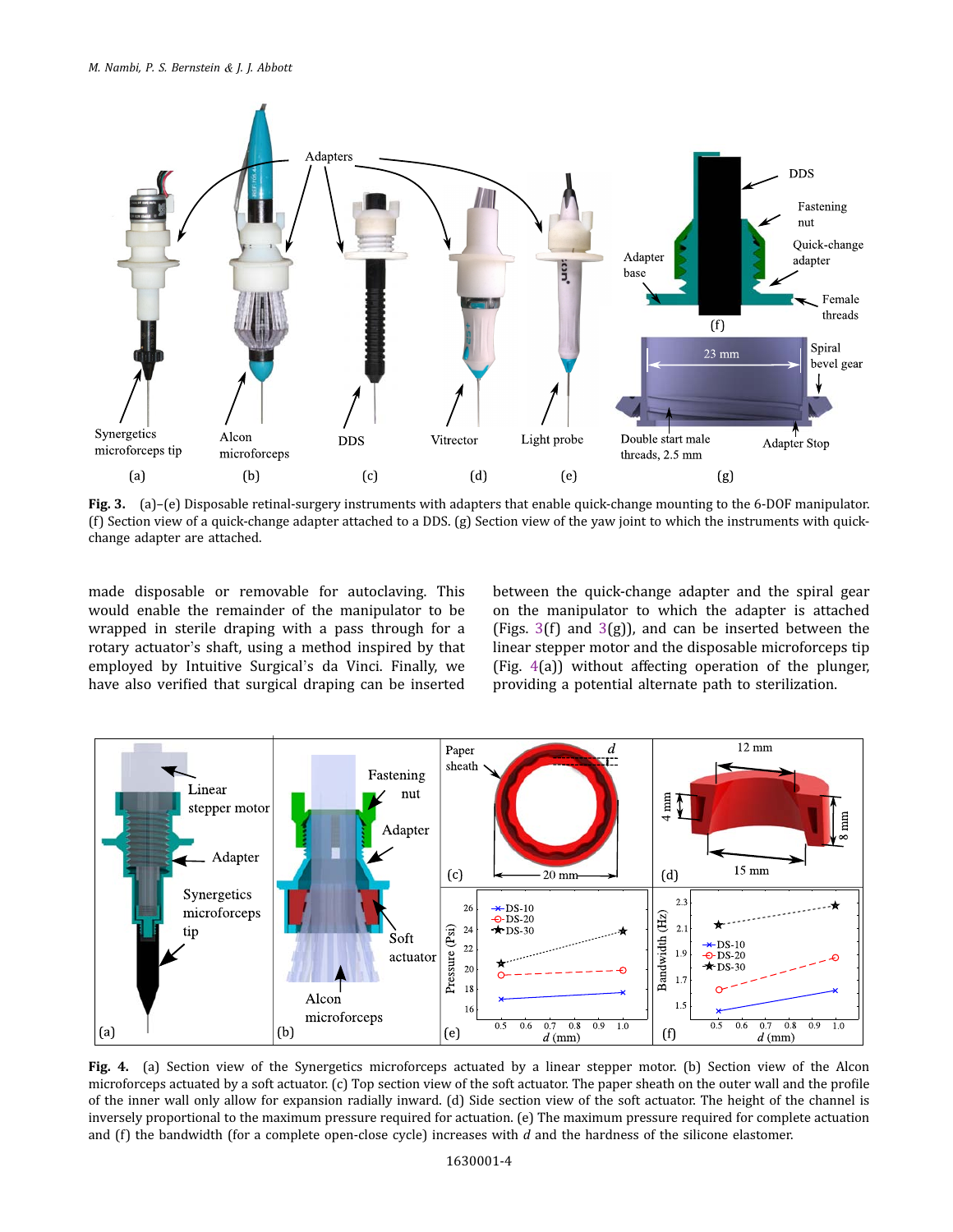**Fig. 3.** (a)–(e) Disposable retinal-surgery instruments with adapters that enable quick-change mounting to the 6-DOF manipulator. (f) Section view of a quick-change adapter attached to a DDS. (g) Section view of the yaw joint to which the instruments with quick-change adapter are attached.

made disposable or removable for autoclaving. This would enable the remainder of the manipulator to be wrapped in sterile draping with a pass through for a rotary actuator's shaft, using a method inspired by that employed by Intuitive Surgical's da Vinci. Finally, we have also verified that surgical draping can be inserted between the quick-change adapter and the spiral gear on the manipulator to which the adapter is attached (Figs. 3(f) and 3(g)), and can be inserted between the linear stepper motor and the disposable microforceps tip (Fig. 4(a)) without affecting operation of the plunger, providing a potential alternate path to sterilization.

**Fig. 4.** (a) Section view of the Synergetics microforceps actuated by a linear stepper motor. (b) Section view of the Alcon microforceps actuated by a soft actuator. (c) Top section view of the soft actuator. The paper sheath on the outer wall and the profile of the inner wall only allow for expansion radially inward. (d) Side section view of the soft actuator. The height of the channel is inversely proportional to the maximum pressure required for actuation. (e) The maximum pressure required for complete actuation and (f) the bandwidth (for a complete open-close cycle) increases with $d$ and the hardness of the silicone elastomer.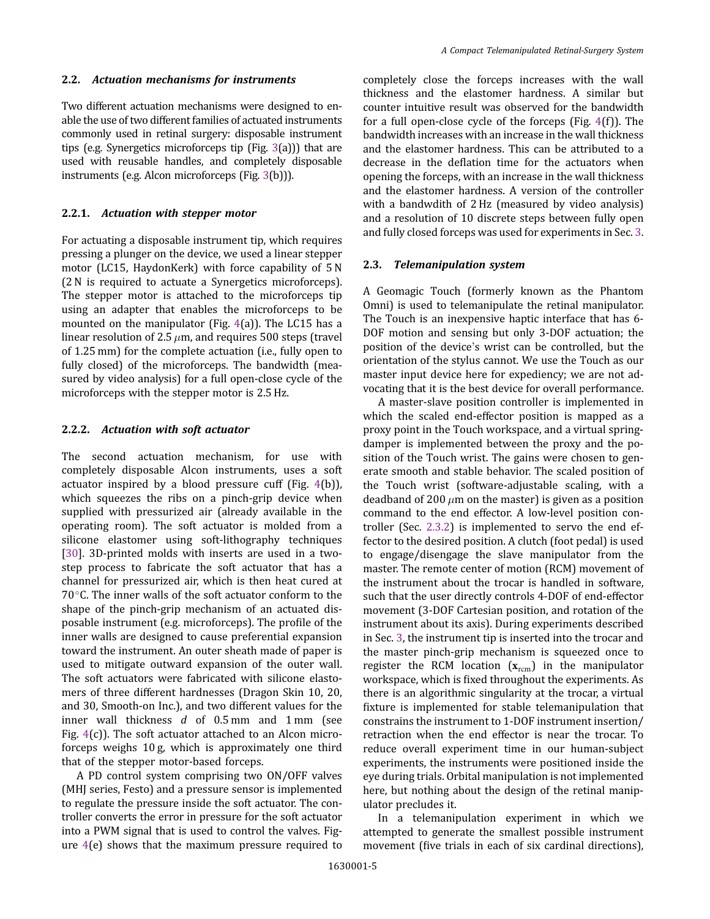### 2.2. *Actuation mechanisms for instruments*

Two different actuation mechanisms were designed to enable the use of two different families of actuated instruments commonly used in retinal surgery: disposable instrument tips (e.g. Synergetics microforceps tip (Fig. 3(a))) that are used with reusable handles, and completely disposable instruments (e.g. Alcon microforceps (Fig. 3(b))).

#### 2.2.1. *Actuation with stepper motor*

For actuating a disposable instrument tip, which requires pressing a plunger on the device, we used a linear stepper motor (LC15, HaydonKerk) with force capability of 5 N (2 N is required to actuate a Synergetics microforceps). The stepper motor is attached to the microforceps tip using an adapter that enables the microforceps to be mounted on the manipulator (Fig. 4(a)). The LC15 has a linear resolution of 2.5 $\mu$m, and requires 500 steps (travel of 1.25 mm) for the complete actuation (i.e., fully open to fully closed) of the microforceps. The bandwidth (measured by video analysis) for a full open-close cycle of the microforceps with the stepper motor is 2.5 Hz.

#### 2.2.2. *Actuation with soft actuator*

The second actuation mechanism, for use with completely disposable Alcon instruments, uses a soft actuator inspired by a blood pressure cuff (Fig. 4(b)), which squeezes the ribs on a pinch-grip device when supplied with pressurized air (already available in the operating room). The soft actuator is molded from a silicone elastomer using soft-lithography techniques [30]. 3D-printed molds with inserts are used in a two-step process to fabricate the soft actuator that has a channel for pressurized air, which is then heat cured at 70°C. The inner walls of the soft actuator conform to the shape of the pinch-grip mechanism of an actuated disposable instrument (e.g. microforceps). The profile of the inner walls are designed to cause preferential expansion toward the instrument. An outer sheath made of paper is used to mitigate outward expansion of the outer wall. The soft actuators were fabricated with silicone elastomers of three different hardnesses (Dragon Skin 10, 20, and 30, Smooth-on Inc.), and two different values for the inner wall thickness $d$ of 0.5 mm and 1 mm (see Fig. 4(c)). The soft actuator attached to an Alcon microforceps weighs 10 g, which is approximately one third that of the stepper motor-based forceps.

A PD control system comprising two ON/OFF valves (MHJ series, Festo) and a pressure sensor is implemented to regulate the pressure inside the soft actuator. The controller converts the error in pressure for the soft actuator into a PWM signal that is used to control the valves. Figure 4(e) shows that the maximum pressure required to completely close the forceps increases with the wall thickness and the elastomer hardness. A similar but counter intuitive result was observed for the bandwidth for a full open-close cycle of the forceps (Fig. 4(f)). The bandwidth increases with an increase in the wall thickness and the elastomer hardness. This can be attributed to a decrease in the deflation time for the actuators when opening the forceps, with an increase in the wall thickness and the elastomer hardness. A version of the controller with a bandwdith of 2 Hz (measured by video analysis) and a resolution of 10 discrete steps between fully open and fully closed forceps was used for experiments in Sec. 3.

### 2.3. *Telemanipulation system*

A Geomagic Touch (formerly known as the Phantom Omni) is used to telemanipulate the retinal manipulator. The Touch is an inexpensive haptic interface that has 6-DOF motion and sensing but only 3-DOF actuation; the position of the device's wrist can be controlled, but the orientation of the stylus cannot. We use the Touch as our master input device here for expediency; we are not advocating that it is the best device for overall performance.

A master-slave position controller is implemented in which the scaled end-effector position is mapped as a proxy point in the Touch workspace, and a virtual spring-damper is implemented between the proxy and the position of the Touch wrist. The gains were chosen to generate smooth and stable behavior. The scaled position of the Touch wrist (software-adjustable scaling, with a deadband of 200 $\mu$m on the master) is given as a position command to the end effector. A low-level position controller (Sec. 2.3.2) is implemented to servo the end effector to the desired position. A clutch (foot pedal) is used to engage/disengage the slave manipulator from the master. The remote center of motion (RCM) movement of the instrument about the trocar is handled in software, such that the user directly controls 4-DOF of end-effector movement (3-DOF Cartesian position, and rotation of the instrument about its axis). During experiments described in Sec. 3, the instrument tip is inserted into the trocar and the master pinch-grip mechanism is squeezed once to register the RCM location ($\mathbf{x}_{\text{rcm}}$) in the manipulator workspace, which is fixed throughout the experiments. As there is an algorithmic singularity at the trocar, a virtual fixture is implemented for stable telemanipulation that constrains the instrument to 1-DOF instrument insertion/retraction when the end effector is near the trocar. To reduce overall experiment time in our human-subject experiments, the instruments were positioned inside the eye during trials. Orbital manipulation is not implemented here, but nothing about the design of the retinal manipulator precludes it.

In a telemanipulation experiment in which we attempted to generate the smallest possible instrument movement (five trials in each of six cardinal directions),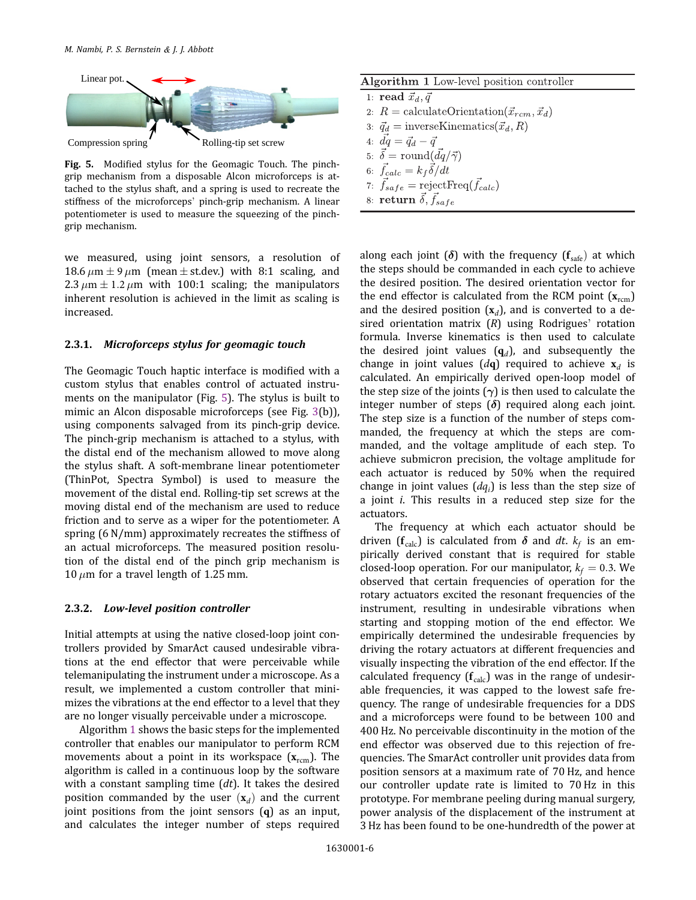Fig. 5. Modified stylus for the Geomagic Touch. The pinch-grip mechanism from a disposable Alcon microforceps is attached to the stylus shaft, and a spring is used to recreate the stiffness of the microforceps' pinch-grip mechanism. A linear potentiometer is used to measure the squeezing of the pinch-grip mechanism.

we measured, using joint sensors, a resolution of $18.6\,\mu\text{m} \pm 9\,\mu\text{m}$ (mean $\pm$ st.dev.) with 8:1 scaling, and $2.3\,\mu\text{m} \pm 1.2\,\mu\text{m}$ with 100:1 scaling; the manipulators inherent resolution is achieved in the limit as scaling is increased.

### 2.3.1. *Microforceps stylus for geomagic touch*

The Geomagic Touch haptic interface is modified with a custom stylus that enables control of actuated instruments on the manipulator (Fig. 5). The stylus is built to mimic an Alcon disposable microforceps (see Fig. 3(b)), using components salvaged from its pinch-grip device. The pinch-grip mechanism is attached to a stylus, with the distal end of the mechanism allowed to move along the stylus shaft. A soft-membrane linear potentiometer (ThinPot, Spectra Symbol) is used to measure the movement of the distal end. Rolling-tip set screws at the moving distal end of the mechanism are used to reduce friction and to serve as a wiper for the potentiometer. A spring (6 N/mm) approximately recreates the stiffness of an actual microforceps. The measured position resolution of the distal end of the pinch grip mechanism is $10\,\mu$m for a travel length of 1.25 mm.

### 2.3.2. *Low-level position controller*

Initial attempts at using the native closed-loop joint controllers provided by SmarAct caused undesirable vibrations at the end effector that were perceivable while telemanipulating the instrument under a microscope. As a result, we implemented a custom controller that minimizes the vibrations at the end effector to a level that they are no longer visually perceivable under a microscope.

Algorithm 1 shows the basic steps for the implemented controller that enables our manipulator to perform RCM movements about a point in its workspace ($\mathbf{x}_{\text{rcm}}$). The algorithm is called in a continuous loop by the software with a constant sampling time ($dt$). It takes the desired position commanded by the user ($\mathbf{x}_d$) and the current joint positions from the joint sensors ($\mathbf{q}$) as an input, and calculates the integer number of steps required along each joint ($\boldsymbol{\delta}$) with the frequency ($\mathbf{f}_{\text{safe}}$) at which the steps should be commanded in each cycle to achieve the desired position. The desired orientation vector for the end effector is calculated from the RCM point ($\mathbf{x}_{\text{rcm}}$) and the desired position ($\mathbf{x}_d$), and is converted to a desired orientation matrix ($R$) using Rodrigues' rotation formula. Inverse kinematics is then used to calculate the desired joint values ($\mathbf{q}_d$), and subsequently the change in joint values ($d\mathbf{q}$) required to achieve $\mathbf{x}_d$ is calculated. An empirically derived open-loop model of the step size of the joints ($\boldsymbol{\gamma}$) is then used to calculate the integer number of steps ($\boldsymbol{\delta}$) required along each joint. The step size is a function of the number of steps commanded, the frequency at which the steps are commanded, and the voltage amplitude of each step. To achieve submicron precision, the voltage amplitude for each actuator is reduced by 50% when the required change in joint values ($dq_i$) is less than the step size of a joint $i$. This results in a reduced step size for the actuators.

**Algorithm 1** Low-level position controller

```
1: read x⃗_d, q⃗
2: R = calculateOrientation(x⃗_rcm, x⃗_d)
3: q⃗_d = inverseKinematics(x⃗_d, R)
4: dq⃗ = q⃗_d − q⃗
5: δ⃗ = round(dq⃗/γ⃗)
6: f⃗_calc = k_f δ⃗/dt
7: f⃗_safe = rejectFreq(f⃗_calc)
8: return δ⃗, f⃗_safe
```

The frequency at which each actuator should be driven ($\mathbf{f}_{\text{calc}}$) is calculated from $\boldsymbol{\delta}$ and $dt$. $k_f$ is an empirically derived constant that is required for stable closed-loop operation. For our manipulator, $k_f = 0.3$. We observed that certain frequencies of operation for the rotary actuators excited the resonant frequencies of the instrument, resulting in undesirable vibrations when starting and stopping motion of the end effector. We empirically determined the undesirable frequencies by driving the rotary actuators at different frequencies and visually inspecting the vibration of the end effector. If the calculated frequency ($\mathbf{f}_{\text{calc}}$) was in the range of undesirable frequencies, it was capped to the lowest safe frequency. The range of undesirable frequencies for a DDS and a microforceps were found to be between 100 and 400 Hz. No perceivable discontinuity in the motion of the end effector was observed due to this rejection of frequencies. The SmarAct controller unit provides data from position sensors at a maximum rate of 70 Hz, and hence our controller update rate is limited to 70 Hz in this prototype. For membrane peeling during manual surgery, power analysis of the displacement of the instrument at 3 Hz has been found to be one-hundredth of the power at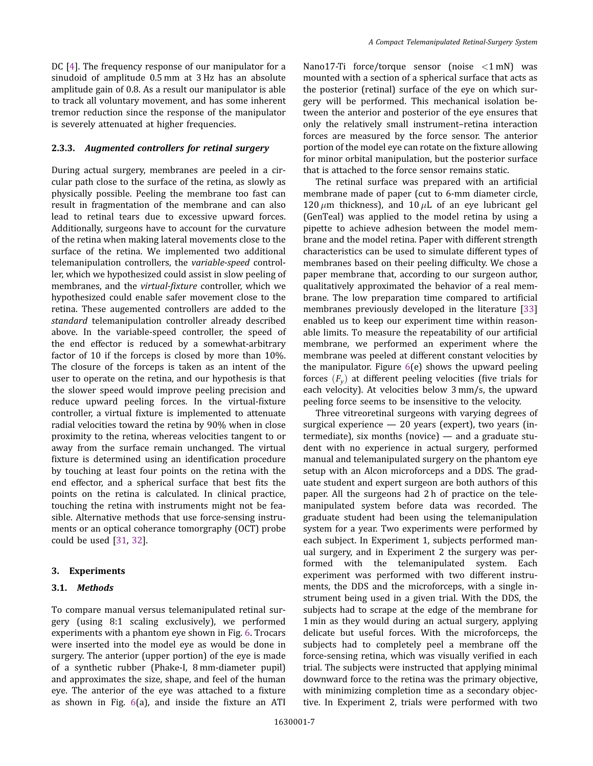DC [4]. The frequency response of our manipulator for a sinudoid of amplitude 0.5 mm at 3 Hz has an absolute amplitude gain of 0.8. As a result our manipulator is able to track all voluntary movement, and has some inherent tremor reduction since the response of the manipulator is severely attenuated at higher frequencies.

### 2.3.3. *Augmented controllers for retinal surgery*

During actual surgery, membranes are peeled in a circular path close to the surface of the retina, as slowly as physically possible. Peeling the membrane too fast can result in fragmentation of the membrane and can also lead to retinal tears due to excessive upward forces. Additionally, surgeons have to account for the curvature of the retina when making lateral movements close to the surface of the retina. We implemented two additional telemanipulation controllers, the *variable-speed* controller, which we hypothesized could assist in slow peeling of membranes, and the *virtual-fixture* controller, which we hypothesized could enable safer movement close to the retina. These augemented controllers are added to the *standard* telemanipulation controller already described above. In the variable-speed controller, the speed of the end effector is reduced by a somewhat-arbitrary factor of 10 if the forceps is closed by more than 10%. The closure of the forceps is taken as an intent of the user to operate on the retina, and our hypothesis is that the slower speed would improve peeling precision and reduce upward peeling forces. In the virtual-fixture controller, a virtual fixture is implemented to attenuate radial velocities toward the retina by 90% when in close proximity to the retina, whereas velocities tangent to or away from the surface remain unchanged. The virtual fixture is determined using an identification procedure by touching at least four points on the retina with the end effector, and a spherical surface that best fits the points on the retina is calculated. In clinical practice, touching the retina with instruments might not be feasible. Alternative methods that use force-sensing instruments or an optical coherance tomorgraphy (OCT) probe could be used [31, 32].

## 3. Experiments

### 3.1. *Methods*

To compare manual versus telemanipulated retinal surgery (using 8:1 scaling exclusively), we performed experiments with a phantom eye shown in Fig. 6. Trocars were inserted into the model eye as would be done in surgery. The anterior (upper portion) of the eye is made of a synthetic rubber (Phake-I, 8 mm-diameter pupil) and approximates the size, shape, and feel of the human eye. The anterior of the eye was attached to a fixture as shown in Fig. 6(a), and inside the fixture an ATI Nano17-Ti force/torque sensor (noise $<1$ mN) was mounted with a section of a spherical surface that acts as the posterior (retinal) surface of the eye on which surgery will be performed. This mechanical isolation between the anterior and posterior of the eye ensures that only the relatively small instrument–retina interaction forces are measured by the force sensor. The anterior portion of the model eye can rotate on the fixture allowing for minor orbital manipulation, but the posterior surface that is attached to the force sensor remains static.

The retinal surface was prepared with an artificial membrane made of paper (cut to 6-mm diameter circle, 120 $\mu$m thickness), and 10 $\mu$L of an eye lubricant gel (GenTeal) was applied to the model retina by using a pipette to achieve adhesion between the model membrane and the model retina. Paper with different strength characteristics can be used to simulate different types of membranes based on their peeling difficulty. We chose a paper membrane that, according to our surgeon author, qualitatively approximated the behavior of a real membrane. The low preparation time compared to artificial membranes previously developed in the literature [33] enabled us to keep our experiment time within reasonable limits. To measure the repeatability of our artificial membrane, we performed an experiment where the membrane was peeled at different constant velocities by the manipulator. Figure 6(e) shows the upward peeling forces $(F_y)$ at different peeling velocities (five trials for each velocity). At velocities below 3 mm/s, the upward peeling force seems to be insensitive to the velocity.

Three vitreoretinal surgeons with varying degrees of surgical experience — 20 years (expert), two years (intermediate), six months (novice) — and a graduate student with no experience in actual surgery, performed manual and telemanipulated surgery on the phantom eye setup with an Alcon microforceps and a DDS. The graduate student and expert surgeon are both authors of this paper. All the surgeons had 2 h of practice on the telemanipulated system before data was recorded. The graduate student had been using the telemanipulation system for a year. Two experiments were performed by each subject. In Experiment 1, subjects performed manual surgery, and in Experiment 2 the surgery was performed with the telemanipulated system. Each experiment was performed with two different instruments, the DDS and the microforceps, with a single instrument being used in a given trial. With the DDS, the subjects had to scrape at the edge of the membrane for 1 min as they would during an actual surgery, applying delicate but useful forces. With the microforceps, the subjects had to completely peel a membrane off the force-sensing retina, which was visually verified in each trial. The subjects were instructed that applying minimal downward force to the retina was the primary objective, with minimizing completion time as a secondary objective. In Experiment 2, trials were performed with two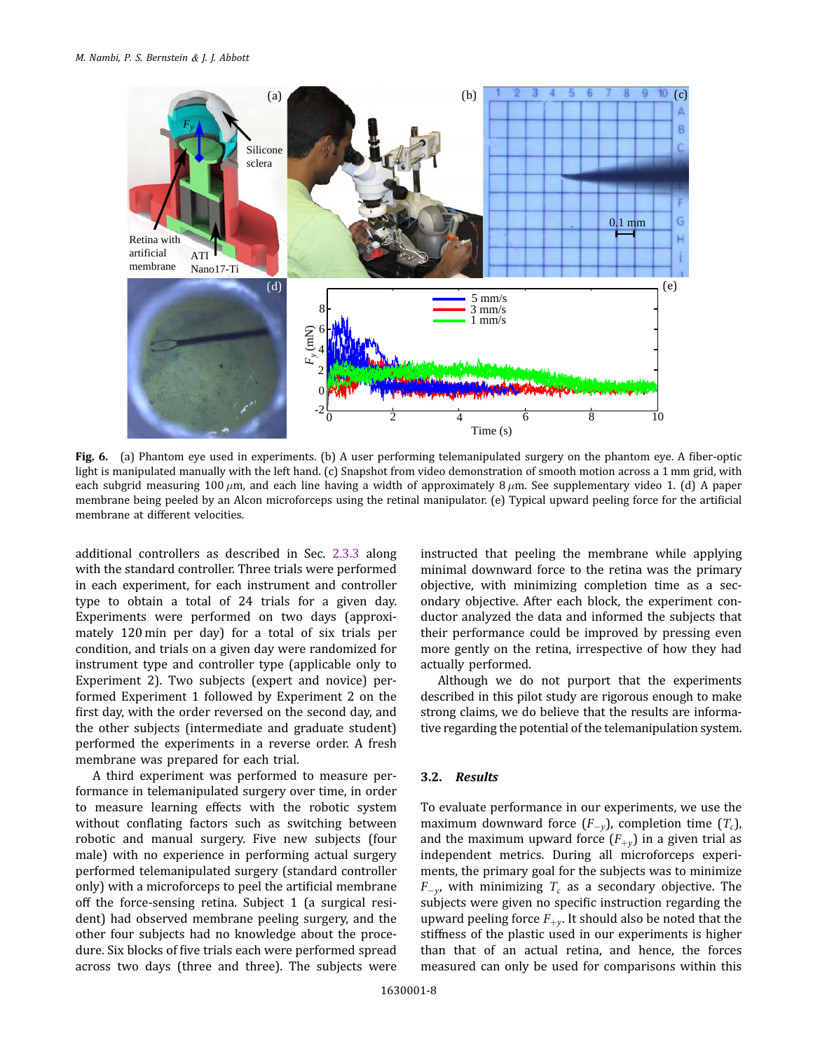(a)

$F_y$

Silicone sclera

Retina with artificial membrane

ATI Nano17-Ti

(b)

(c)

0.1 mm

(d)

(e)

5 mm/s

3 mm/s

1 mm/s

$F_y$ (mN)

Time (s)

**Fig. 6.** (a) Phantom eye used in experiments. (b) A user performing telemanipulated surgery on the phantom eye. A fiber-optic light is manipulated manually with the left hand. (c) Snapshot from video demonstration of smooth motion across a 1 mm grid, with each subgrid measuring 100 $\mu$m, and each line having a width of approximately 8 $\mu$m. See supplementary video 1. (d) A paper membrane being peeled by an Alcon microforceps using the retinal manipulator. (e) Typical upward peeling force for the artificial membrane at different velocities.

additional controllers as described in Sec. 2.3.3 along with the standard controller. Three trials were performed in each experiment, for each instrument and controller type to obtain a total of 24 trials for a given day. Experiments were performed on two days (approximately 120 min per day) for a total of six trials per condition, and trials on a given day were randomized for instrument type and controller type (applicable only to Experiment 2). Two subjects (expert and novice) performed Experiment 1 followed by Experiment 2 on the first day, with the order reversed on the second day, and the other subjects (intermediate and graduate student) performed the experiments in a reverse order. A fresh membrane was prepared for each trial.

A third experiment was performed to measure performance in telemanipulated surgery over time, in order to measure learning effects with the robotic system without conflating factors such as switching between robotic and manual surgery. Five new subjects (four male) with no experience in performing actual surgery performed telemanipulated surgery (standard controller only) with a microforceps to peel the artificial membrane off the force-sensing retina. Subject 1 (a surgical resident) had observed membrane peeling surgery, and the other four subjects had no knowledge about the procedure. Six blocks of five trials each were performed spread across two days (three and three). The subjects were instructed that peeling the membrane while applying minimal downward force to the retina was the primary objective, with minimizing completion time as a secondary objective. After each block, the experiment conductor analyzed the data and informed the subjects that their performance could be improved by pressing even more gently on the retina, irrespective of how they had actually performed.

Although we do not purport that the experiments described in this pilot study are rigorous enough to make strong claims, we do believe that the results are informative regarding the potential of the telemanipulation system.

### 3.2. *Results*

To evaluate performance in our experiments, we use the maximum downward force ($F_{-y}$), completion time ($T_c$), and the maximum upward force ($F_{+y}$) in a given trial as independent metrics. During all microforceps experiments, the primary goal for the subjects was to minimize $F_{-y}$, with minimizing $T_c$ as a secondary objective. The subjects were given no specific instruction regarding the upward peeling force $F_{+y}$. It should also be noted that the stiffness of the plastic used in our experiments is higher than that of an actual retina, and hence, the forces measured can only be used for comparisons within this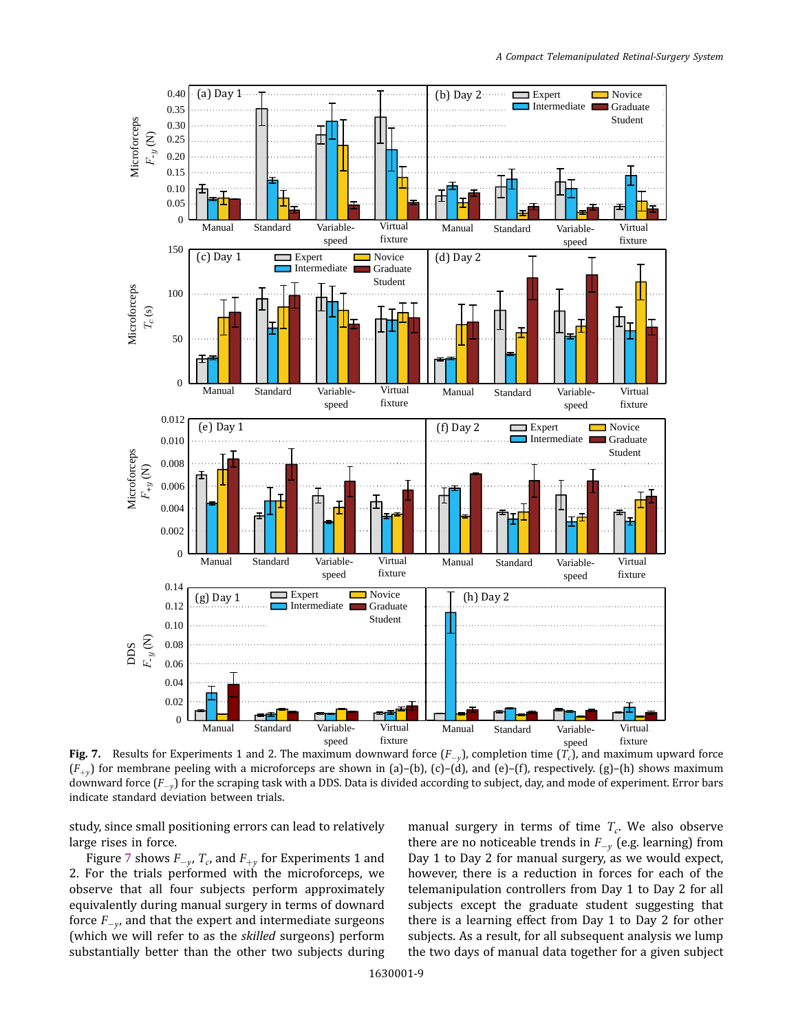Fig. 7. Results for Experiments 1 and 2. The maximum downward force ($F_{-y}$), completion time ($T_c$), and maximum upward force ($F_{+y}$) for membrane peeling with a microforceps are shown in (a)–(b), (c)–(d), and (e)–(f), respectively. (g)–(h) shows maximum downward force ($F_{-y}$) for the scraping task with a DDS. Data is divided according to subject, day, and mode of experiment. Error bars indicate standard deviation between trials.

study, since small positioning errors can lead to relatively large rises in force.

Figure 7 shows $F_{-y}$, $T_c$, and $F_{+y}$ for Experiments 1 and 2. For the trials performed with the microforceps, we observe that all four subjects perform approximately equivalently during manual surgery in terms of downard force $F_{-y}$, and that the expert and intermediate surgeons (which we will refer to as the *skilled* surgeons) perform substantially better than the other two subjects during manual surgery in terms of time $T_c$. We also observe there are no noticeable trends in $F_{-y}$ (e.g. learning) from Day 1 to Day 2 for manual surgery, as we would expect, however, there is a reduction in forces for each of the telemanipulation controllers from Day 1 to Day 2 for all subjects except the graduate student suggesting that there is a learning effect from Day 1 to Day 2 for other subjects. As a result, for all subsequent analysis we lump the two days of manual data together for a given subject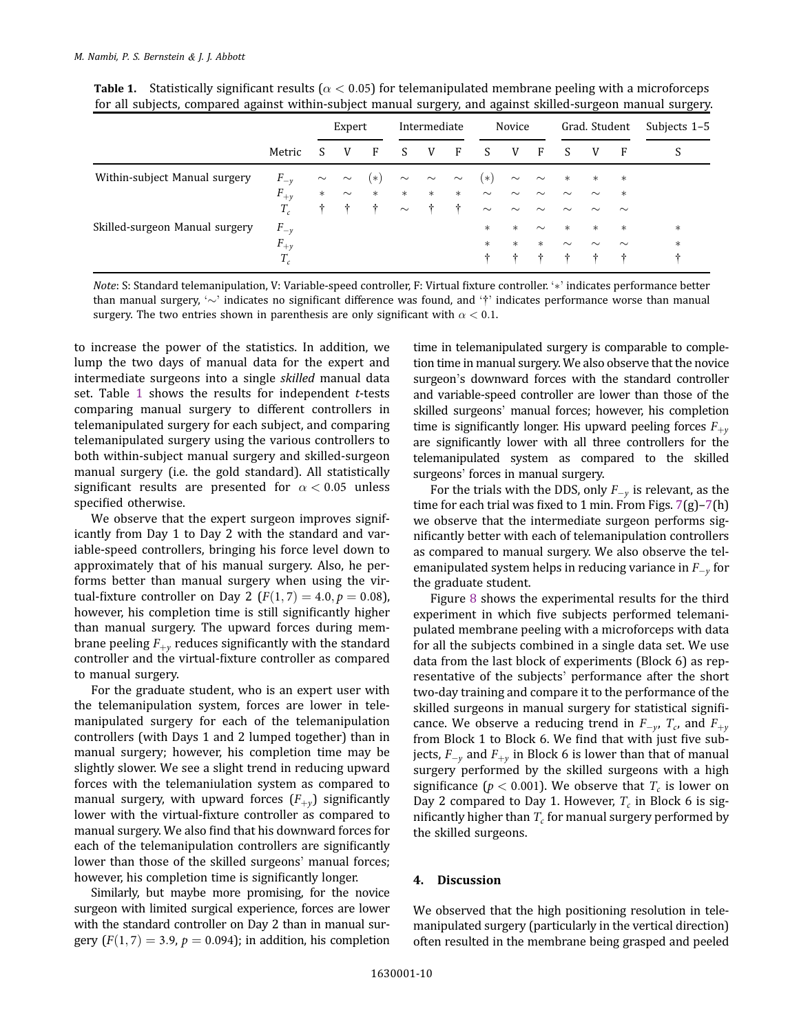**Table 1.** Statistically significant results ($\alpha < 0.05$) for telemanipulated membrane peeling with a microforceps for all subjects, compared against within-subject manual surgery, and against skilled-surgeon manual surgery.

| | | Expert | | | Intermediate | | | Novice | | | Grad. Student | | | Subjects 1–5 |
|---|---|---|---|---|---|---|---|---|---|---|---|---|---|---|
| | Metric | S | V | F | S | V | F | S | V | F | S | V | F | S |
| Within-subject Manual surgery | $F_{-y}$ | ∼ | ∼ | (*) | ∼ | ∼ | ∼ | (*) | ∼ | ∼ | * | * | * | |
| | $F_{+y}$ | * | ∼ | * | * | * | * | ∼ | ∼ | ∼ | ∼ | ∼ | * | |
| | $T_c$ | † | † | † | ∼ | † | † | ∼ | ∼ | ∼ | ∼ | ∼ | ∼ | |
| Skilled-surgeon Manual surgery | $F_{-y}$ | | | | | | | * | * | ∼ | * | * | * | * |
| | $F_{+y}$ | | | | | | | * | * | * | ∼ | ∼ | ∼ | * |
| | $T_c$ | | | | | | | † | † | † | † | † | † | † |

*Note*: S: Standard telemanipulation, V: Variable-speed controller, F: Virtual fixture controller. '*' indicates performance better than manual surgery, '∼' indicates no significant difference was found, and '†' indicates performance worse than manual surgery. The two entries shown in parenthesis are only significant with $\alpha < 0.1$.

to increase the power of the statistics. In addition, we lump the two days of manual data for the expert and intermediate surgeons into a single *skilled* manual data set. Table 1 shows the results for independent *t*-tests comparing manual surgery to different controllers in telemanipulated surgery for each subject, and comparing telemanipulated surgery using the various controllers to both within-subject manual surgery and skilled-surgeon manual surgery (i.e. the gold standard). All statistically significant results are presented for $\alpha < 0.05$ unless specified otherwise.

We observe that the expert surgeon improves significantly from Day 1 to Day 2 with the standard and variable-speed controllers, bringing his force level down to approximately that of his manual surgery. Also, he performs better than manual surgery when using the virtual-fixture controller on Day 2 ($F(1,7) = 4.0, p = 0.08$), however, his completion time is still significantly higher than manual surgery. The upward forces during membrane peeling $F_{+y}$ reduces significantly with the standard controller and the virtual-fixture controller as compared to manual surgery.

For the graduate student, who is an expert user with the telemanipulation system, forces are lower in telemanipulated surgery for each of the telemanipulation controllers (with Days 1 and 2 lumped together) than in manual surgery; however, his completion time may be slightly slower. We see a slight trend in reducing upward forces with the telemaniulation system as compared to manual surgery, with upward forces ($F_{+y}$) significantly lower with the virtual-fixture controller as compared to manual surgery. We also find that his downward forces for each of the telemanipulation controllers are significantly lower than those of the skilled surgeons' manual forces; however, his completion time is significantly longer.

Similarly, but maybe more promising, for the novice surgeon with limited surgical experience, forces are lower with the standard controller on Day 2 than in manual surgery ($F(1,7) = 3.9$, $p = 0.094$); in addition, his completion time in telemanipulated surgery is comparable to completion time in manual surgery. We also observe that the novice surgeon's downward forces with the standard controller and variable-speed controller are lower than those of the skilled surgeons' manual forces; however, his completion time is significantly longer. His upward peeling forces $F_{+y}$ are significantly lower with all three controllers for the telemanipulated system as compared to the skilled surgeons' forces in manual surgery.

For the trials with the DDS, only $F_{-y}$ is relevant, as the time for each trial was fixed to 1 min. From Figs. 7(g)–7(h) we observe that the intermediate surgeon performs significantly better with each of telemanipulation controllers as compared to manual surgery. We also observe the telemanipulated system helps in reducing variance in $F_{-y}$ for the graduate student.

Figure 8 shows the experimental results for the third experiment in which five subjects performed telemanipulated membrane peeling with a microforceps with data for all the subjects combined in a single data set. We use data from the last block of experiments (Block 6) as representative of the subjects' performance after the short two-day training and compare it to the performance of the skilled surgeons in manual surgery for statistical significance. We observe a reducing trend in $F_{-y}$, $T_c$, and $F_{+y}$ from Block 1 to Block 6. We find that with just five subjects, $F_{-y}$ and $F_{+y}$ in Block 6 is lower than that of manual surgery performed by the skilled surgeons with a high significance ($p < 0.001$). We observe that $T_c$ is lower on Day 2 compared to Day 1. However, $T_c$ in Block 6 is significantly higher than $T_c$ for manual surgery performed by the skilled surgeons.

## 4. Discussion

We observed that the high positioning resolution in telemanipulated surgery (particularly in the vertical direction) often resulted in the membrane being grasped and peeled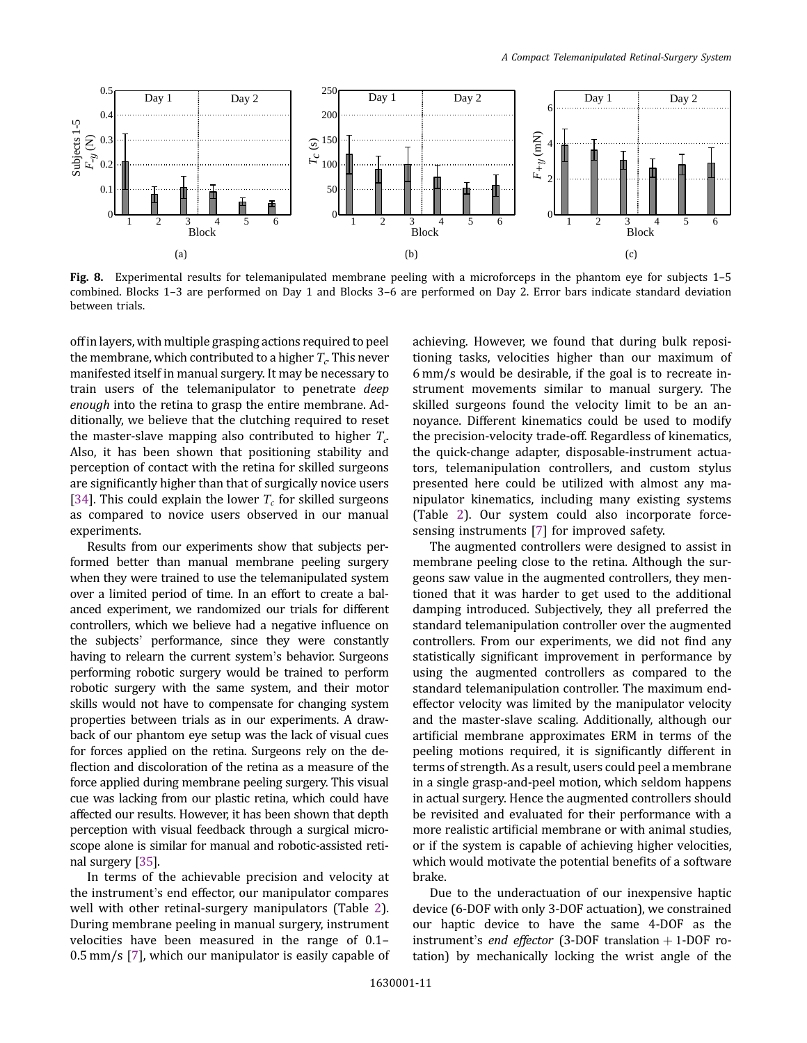**Fig. 8.** Experimental results for telemanipulated membrane peeling with a microforceps in the phantom eye for subjects 1–5 combined. Blocks 1–3 are performed on Day 1 and Blocks 3–6 are performed on Day 2. Error bars indicate standard deviation between trials.

off in layers, with multiple grasping actions required to peel the membrane, which contributed to a higher $T_c$. This never manifested itself in manual surgery. It may be necessary to train users of the telemanipulator to penetrate *deep enough* into the retina to grasp the entire membrane. Additionally, we believe that the clutching required to reset the master-slave mapping also contributed to higher $T_c$. Also, it has been shown that positioning stability and perception of contact with the retina for skilled surgeons are significantly higher than that of surgically novice users [34]. This could explain the lower $T_c$ for skilled surgeons as compared to novice users observed in our manual experiments.

Results from our experiments show that subjects performed better than manual membrane peeling surgery when they were trained to use the telemanipulated system over a limited period of time. In an effort to create a balanced experiment, we randomized our trials for different controllers, which we believe had a negative influence on the subjects' performance, since they were constantly having to relearn the current system's behavior. Surgeons performing robotic surgery would be trained to perform robotic surgery with the same system, and their motor skills would not have to compensate for changing system properties between trials as in our experiments. A drawback of our phantom eye setup was the lack of visual cues for forces applied on the retina. Surgeons rely on the deflection and discoloration of the retina as a measure of the force applied during membrane peeling surgery. This visual cue was lacking from our plastic retina, which could have affected our results. However, it has been shown that depth perception with visual feedback through a surgical microscope alone is similar for manual and robotic-assisted retinal surgery [35].

In terms of the achievable precision and velocity at the instrument's end effector, our manipulator compares well with other retinal-surgery manipulators (Table 2). During membrane peeling in manual surgery, instrument velocities have been measured in the range of 0.1–0.5 mm/s [7], which our manipulator is easily capable of achieving. However, we found that during bulk repositioning tasks, velocities higher than our maximum of 6 mm/s would be desirable, if the goal is to recreate instrument movements similar to manual surgery. The skilled surgeons found the velocity limit to be an annoyance. Different kinematics could be used to modify the precision-velocity trade-off. Regardless of kinematics, the quick-change adapter, disposable-instrument actuators, telemanipulation controllers, and custom stylus presented here could be utilized with almost any manipulator kinematics, including many existing systems (Table 2). Our system could also incorporate force-sensing instruments [7] for improved safety.

The augmented controllers were designed to assist in membrane peeling close to the retina. Although the surgeons saw value in the augmented controllers, they mentioned that it was harder to get used to the additional damping introduced. Subjectively, they all preferred the standard telemanipulation controller over the augmented controllers. From our experiments, we did not find any statistically significant improvement in performance by using the augmented controllers as compared to the standard telemanipulation controller. The maximum end-effector velocity was limited by the manipulator velocity and the master-slave scaling. Additionally, although our artificial membrane approximates ERM in terms of the peeling motions required, it is significantly different in terms of strength. As a result, users could peel a membrane in a single grasp-and-peel motion, which seldom happens in actual surgery. Hence the augmented controllers should be revisited and evaluated for their performance with a more realistic artificial membrane or with animal studies, or if the system is capable of achieving higher velocities, which would motivate the potential benefits of a software brake.

Due to the underactuation of our inexpensive haptic device (6-DOF with only 3-DOF actuation), we constrained our haptic device to have the same 4-DOF as the instrument's *end effector* (3-DOF translation + 1-DOF rotation) by mechanically locking the wrist angle of the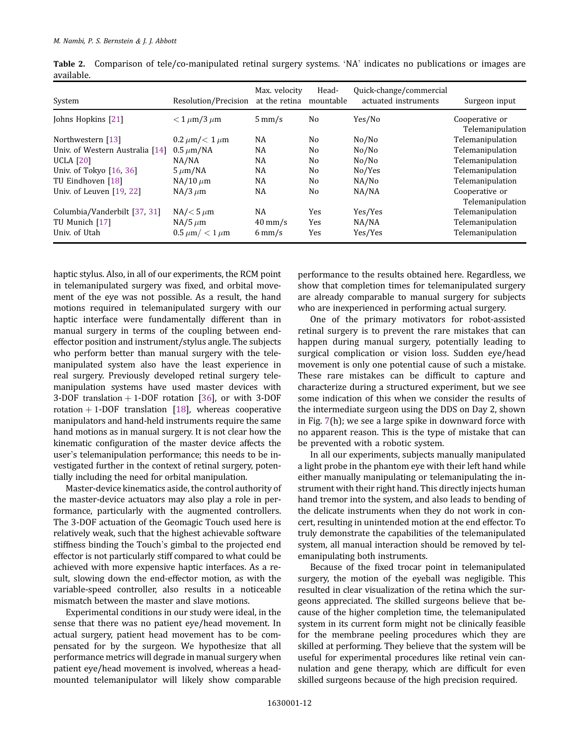**Table 2.** Comparison of tele/co-manipulated retinal surgery systems. 'NA' indicates no publications or images are available.

| System | Resolution/Precision | Max. velocity at the retina | Head-mountable | Quick-change/commercial actuated instruments | Surgeon input |
|---|---|---|---|---|---|
| Johns Hopkins [21] | $< 1\,\mu$m/3 $\mu$m | 5 mm/s | No | Yes/No | Cooperative or Telemanipulation |
| Northwestern [13] | 0.2 $\mu$m/$< 1\,\mu$m | NA | No | No/No | Telemanipulation |
| Univ. of Western Australia [14] | 0.5 $\mu$m/NA | NA | No | No/No | Telemanipulation |
| UCLA [20] | NA/NA | NA | No | No/No | Telemanipulation |
| Univ. of Tokyo [16, 36] | 5 $\mu$m/NA | NA | No | No/Yes | Telemanipulation |
| TU Eindhoven [18] | NA/10 $\mu$m | NA | No | NA/No | Telemanipulation |
| Univ. of Leuven [19, 22] | NA/3 $\mu$m | NA | No | NA/NA | Cooperative or Telemanipulation |
| Columbia/Vanderbilt [37, 31] | NA/$< 5\,\mu$m | NA | Yes | Yes/Yes | Telemanipulation |
| TU Munich [17] | NA/5 $\mu$m | 40 mm/s | Yes | NA/NA | Telemanipulation |
| Univ. of Utah | 0.5 $\mu$m/ $< 1\,\mu$m | 6 mm/s | Yes | Yes/Yes | Telemanipulation |

haptic stylus. Also, in all of our experiments, the RCM point in telemanipulated surgery was fixed, and orbital movement of the eye was not possible. As a result, the hand motions required in telemanipulated surgery with our haptic interface were fundamentally different than in manual surgery in terms of the coupling between end-effector position and instrument/stylus angle. The subjects who perform better than manual surgery with the telemanipulated system also have the least experience in real surgery. Previously developed retinal surgery telemanipulation systems have used master devices with 3-DOF translation + 1-DOF rotation [36], or with 3-DOF rotation + 1-DOF translation [18], whereas cooperative manipulators and hand-held instruments require the same hand motions as in manual surgery. It is not clear how the kinematic configuration of the master device affects the user's telemanipulation performance; this needs to be investigated further in the context of retinal surgery, potentially including the need for orbital manipulation.

Master-device kinematics aside, the control authority of the master-device actuators may also play a role in performance, particularly with the augmented controllers. The 3-DOF actuation of the Geomagic Touch used here is relatively weak, such that the highest achievable software stiffness binding the Touch's gimbal to the projected end effector is not particularly stiff compared to what could be achieved with more expensive haptic interfaces. As a result, slowing down the end-effector motion, as with the variable-speed controller, also results in a noticeable mismatch between the master and slave motions.

Experimental conditions in our study were ideal, in the sense that there was no patient eye/head movement. In actual surgery, patient head movement has to be compensated for by the surgeon. We hypothesize that all performance metrics will degrade in manual surgery when patient eye/head movement is involved, whereas a head-mounted telemanipulator will likely show comparable performance to the results obtained here. Regardless, we show that completion times for telemanipulated surgery are already comparable to manual surgery for subjects who are inexperienced in performing actual surgery.

One of the primary motivators for robot-assisted retinal surgery is to prevent the rare mistakes that can happen during manual surgery, potentially leading to surgical complication or vision loss. Sudden eye/head movement is only one potential cause of such a mistake. These rare mistakes can be difficult to capture and characterize during a structured experiment, but we see some indication of this when we consider the results of the intermediate surgeon using the DDS on Day 2, shown in Fig. 7(h); we see a large spike in downward force with no apparent reason. This is the type of mistake that can be prevented with a robotic system.

In all our experiments, subjects manually manipulated a light probe in the phantom eye with their left hand while either manually manipulating or telemanipulating the instrument with their right hand. This directly injects human hand tremor into the system, and also leads to bending of the delicate instruments when they do not work in concert, resulting in unintended motion at the end effector. To truly demonstrate the capabilities of the telemanipulated system, all manual interaction should be removed by telemanipulating both instruments.

Because of the fixed trocar point in telemanipulated surgery, the motion of the eyeball was negligible. This resulted in clear visualization of the retina which the surgeons appreciated. The skilled surgeons believe that because of the higher completion time, the telemanipulated system in its current form might not be clinically feasible for the membrane peeling procedures which they are skilled at performing. They believe that the system will be useful for experimental procedures like retinal vein cannulation and gene therapy, which are difficult for even skilled surgeons because of the high precision required.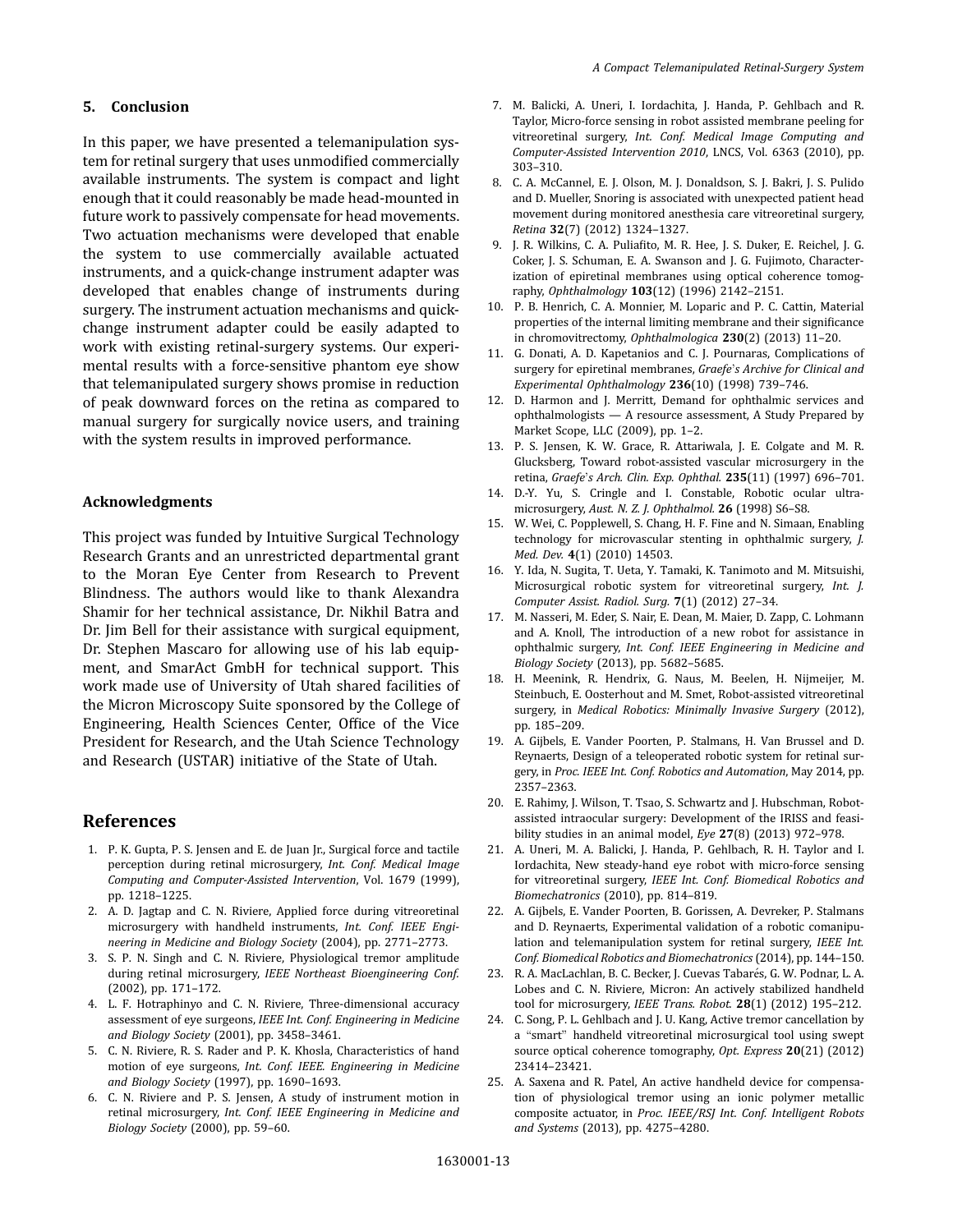## 5. Conclusion

In this paper, we have presented a telemanipulation system for retinal surgery that uses unmodified commercially available instruments. The system is compact and light enough that it could reasonably be made head-mounted in future work to passively compensate for head movements. Two actuation mechanisms were developed that enable the system to use commercially available actuated instruments, and a quick-change instrument adapter was developed that enables change of instruments during surgery. The instrument actuation mechanisms and quick-change instrument adapter could be easily adapted to work with existing retinal-surgery systems. Our experimental results with a force-sensitive phantom eye show that telemanipulated surgery shows promise in reduction of peak downward forces on the retina as compared to manual surgery for surgically novice users, and training with the system results in improved performance.

### Acknowledgments

This project was funded by Intuitive Surgical Technology Research Grants and an unrestricted departmental grant to the Moran Eye Center from Research to Prevent Blindness. The authors would like to thank Alexandra Shamir for her technical assistance, Dr. Nikhil Batra and Dr. Jim Bell for their assistance with surgical equipment, Dr. Stephen Mascaro for allowing use of his lab equipment, and SmarAct GmbH for technical support. This work made use of University of Utah shared facilities of the Micron Microscopy Suite sponsored by the College of Engineering, Health Sciences Center, Office of the Vice President for Research, and the Utah Science Technology and Research (USTAR) initiative of the State of Utah.

## References

1. P. K. Gupta, P. S. Jensen and E. de Juan Jr., Surgical force and tactile perception during retinal microsurgery, *Int. Conf. Medical Image Computing and Computer-Assisted Intervention*, Vol. 1679 (1999), pp. 1218–1225.
2. A. D. Jagtap and C. N. Riviere, Applied force during vitreoretinal microsurgery with handheld instruments, *Int. Conf. IEEE Engineering in Medicine and Biology Society* (2004), pp. 2771–2773.
3. S. P. N. Singh and C. N. Riviere, Physiological tremor amplitude during retinal microsurgery, *IEEE Northeast Bioengineering Conf.* (2002), pp. 171–172.
4. L. F. Hotraphinyo and C. N. Riviere, Three-dimensional accuracy assessment of eye surgeons, *IEEE Int. Conf. Engineering in Medicine and Biology Society* (2001), pp. 3458–3461.
5. C. N. Riviere, R. S. Rader and P. K. Khosla, Characteristics of hand motion of eye surgeons, *Int. Conf. IEEE. Engineering in Medicine and Biology Society* (1997), pp. 1690–1693.
6. C. N. Riviere and P. S. Jensen, A study of instrument motion in retinal microsurgery, *Int. Conf. IEEE Engineering in Medicine and Biology Society* (2000), pp. 59–60.
7. M. Balicki, A. Uneri, I. Iordachita, J. Handa, P. Gehlbach and R. Taylor, Micro-force sensing in robot assisted membrane peeling for vitreoretinal surgery, *Int. Conf. Medical Image Computing and Computer-Assisted Intervention 2010*, LNCS, Vol. 6363 (2010), pp. 303–310.
8. C. A. McCannel, E. J. Olson, M. J. Donaldson, S. J. Bakri, J. S. Pulido and D. Mueller, Snoring is associated with unexpected patient head movement during monitored anesthesia care vitreoretinal surgery, *Retina* **32**(7) (2012) 1324–1327.
9. J. R. Wilkins, C. A. Puliafito, M. R. Hee, J. S. Duker, E. Reichel, J. G. Coker, J. S. Schuman, E. A. Swanson and J. G. Fujimoto, Characterization of epiretinal membranes using optical coherence tomography, *Ophthalmology* **103**(12) (1996) 2142–2151.
10. P. B. Henrich, C. A. Monnier, M. Loparic and P. C. Cattin, Material properties of the internal limiting membrane and their significance in chromovitrectomy, *Ophthalmologica* **230**(2) (2013) 11–20.
11. G. Donati, A. D. Kapetanios and C. J. Pournaras, Complications of surgery for epiretinal membranes, *Graefe's Archive for Clinical and Experimental Ophthalmology* **236**(10) (1998) 739–746.
12. D. Harmon and J. Merritt, Demand for ophthalmic services and ophthalmologists — A resource assessment, A Study Prepared by Market Scope, LLC (2009), pp. 1–2.
13. P. S. Jensen, K. W. Grace, R. Attariwala, J. E. Colgate and M. R. Glucksberg, Toward robot-assisted vascular microsurgery in the retina, *Graefe's Arch. Clin. Exp. Ophthal.* **235**(11) (1997) 696–701.
14. D.-Y. Yu, S. Cringle and I. Constable, Robotic ocular ultramicrosurgery, *Aust. N. Z. J. Ophthalmol.* **26** (1998) S6–S8.
15. W. Wei, C. Popplewell, S. Chang, H. F. Fine and N. Simaan, Enabling technology for microvascular stenting in ophthalmic surgery, *J. Med. Dev.* **4**(1) (2010) 14503.
16. Y. Ida, N. Sugita, T. Ueta, Y. Tamaki, K. Tanimoto and M. Mitsuishi, Microsurgical robotic system for vitreoretinal surgery, *Int. J. Computer Assist. Radiol. Surg.* **7**(1) (2012) 27–34.
17. M. Nasseri, M. Eder, S. Nair, E. Dean, M. Maier, D. Zapp, C. Lohmann and A. Knoll, The introduction of a new robot for assistance in ophthalmic surgery, *Int. Conf. IEEE Engineering in Medicine and Biology Society* (2013), pp. 5682–5685.
18. H. Meenink, R. Hendrix, G. Naus, M. Beelen, H. Nijmeijer, M. Steinbuch, E. Oosterhout and M. Smet, Robot-assisted vitreoretinal surgery, in *Medical Robotics: Minimally Invasive Surgery* (2012), pp. 185–209.
19. A. Gijbels, E. Vander Poorten, P. Stalmans, H. Van Brussel and D. Reynaerts, Design of a teleoperated robotic system for retinal surgery, in *Proc. IEEE Int. Conf. Robotics and Automation*, May 2014, pp. 2357–2363.
20. E. Rahimy, J. Wilson, T. Tsao, S. Schwartz and J. Hubschman, Robot-assisted intraocular surgery: Development of the IRISS and feasibility studies in an animal model, *Eye* **27**(8) (2013) 972–978.
21. A. Uneri, M. A. Balicki, J. Handa, P. Gehlbach, R. H. Taylor and I. Iordachita, New steady-hand eye robot with micro-force sensing for vitreoretinal surgery, *IEEE Int. Conf. Biomedical Robotics and Biomechatronics* (2010), pp. 814–819.
22. A. Gijbels, E. Vander Poorten, B. Gorissen, A. Devreker, P. Stalmans and D. Reynaerts, Experimental validation of a robotic comanipulation and telemanipulation system for retinal surgery, *IEEE Int. Conf. Biomedical Robotics and Biomechatronics* (2014), pp. 144–150.
23. R. A. MacLachlan, B. C. Becker, J. Cuevas Tabarés, G. W. Podnar, L. A. Lobes and C. N. Riviere, Micron: An actively stabilized handheld tool for microsurgery, *IEEE Trans. Robot.* **28**(1) (2012) 195–212.
24. C. Song, P. L. Gehlbach and J. U. Kang, Active tremor cancellation by a "smart" handheld vitreoretinal microsurgical tool using swept source optical coherence tomography, *Opt. Express* **20**(21) (2012) 23414–23421.
25. A. Saxena and R. Patel, An active handheld device for compensation of physiological tremor using an ionic polymer metallic composite actuator, in *Proc. IEEE/RSJ Int. Conf. Intelligent Robots and Systems* (2013), pp. 4275–4280.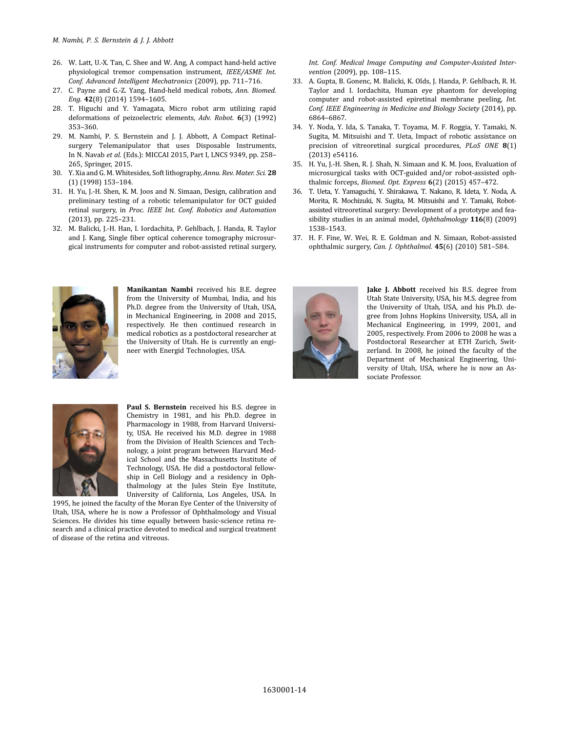26. W. Latt, U.-X. Tan, C. Shee and W. Ang, A compact hand-held active physiological tremor compensation instrument, *IEEE/ASME Int. Conf. Advanced Intelligent Mechatronics* (2009), pp. 711–716.
27. C. Payne and G.-Z. Yang, Hand-held medical robots, *Ann. Biomed. Eng.* **42**(8) (2014) 1594–1605.
28. T. Higuchi and Y. Yamagata, Micro robot arm utilizing rapid deformations of peizoelectric elements, *Adv. Robot.* **6**(3) (1992) 353–360.
29. M. Nambi, P. S. Bernstein and J. J. Abbott, A Compact Retinal-surgery Telemanipulator that uses Disposable Instruments, In N. Navab *et al.* (Eds.): MICCAI 2015, Part I, LNCS 9349, pp. 258–265, Springer, 2015.
30. Y. Xia and G. M. Whitesides, Soft lithography, *Annu. Rev. Mater. Sci.* **28** (1) (1998) 153–184.
31. H. Yu, J.-H. Shen, K. M. Joos and N. Simaan, Design, calibration and preliminary testing of a robotic telemanipulator for OCT guided retinal surgery, in *Proc. IEEE Int. Conf. Robotics and Automation* (2013), pp. 225–231.
32. M. Balicki, J.-H. Han, I. Iordachita, P. Gehlbach, J. Handa, R. Taylor and J. Kang, Single fiber optical coherence tomography microsurgical instruments for computer and robot-assisted retinal surgery, *Int. Conf. Medical Image Computing and Computer-Assisted Intervention* (2009), pp. 108–115.
33. A. Gupta, B. Gonenc, M. Balicki, K. Olds, J. Handa, P. Gehlbach, R. H. Taylor and I. Iordachita, Human eye phantom for developing computer and robot-assisted epiretinal membrane peeling, *Int. Conf. IEEE Engineering in Medicine and Biology Society* (2014), pp. 6864–6867.
34. Y. Noda, Y. Ida, S. Tanaka, T. Toyama, M. F. Roggia, Y. Tamaki, N. Sugita, M. Mitsuishi and T. Ueta, Impact of robotic assistance on precision of vitreoretinal surgical procedures, *PLoS ONE* **8**(1) (2013) e54116.
35. H. Yu, J.-H. Shen, R. J. Shah, N. Simaan and K. M. Joos, Evaluation of microsurgical tasks with OCT-guided and/or robot-assisted ophthalmic forceps, *Biomed. Opt. Express* **6**(2) (2015) 457–472.
36. T. Ueta, Y. Yamaguchi, Y. Shirakawa, T. Nakano, R. Ideta, Y. Noda, A. Morita, R. Mochizuki, N. Sugita, M. Mitsuishi and Y. Tamaki, Robot-assisted vitreoretinal surgery: Development of a prototype and feasibility studies in an animal model, *Ophthalmology* **116**(8) (2009) 1538–1543.
37. H. F. Fine, W. Wei, R. E. Goldman and N. Simaan, Robot-assisted ophthalmic surgery, *Can. J. Ophthalmol.* **45**(6) (2010) 581–584.

**Manikantan Nambi** received his B.E. degree from the University of Mumbai, India, and his Ph.D. degree from the University of Utah, USA, in Mechanical Engineering, in 2008 and 2015, respectively. He then continued research in medical robotics as a postdoctoral researcher at the University of Utah. He is currently an engineer with Energid Technologies, USA.

**Paul S. Bernstein** received his B.S. degree in Chemistry in 1981, and his Ph.D. degree in Pharmacology in 1988, from Harvard University, USA. He received his M.D. degree in 1988 from the Division of Health Sciences and Technology, a joint program between Harvard Medical School and the Massachusetts Institute of Technology, USA. He did a postdoctoral fellowship in Cell Biology and a residency in Ophthalmology at the Jules Stein Eye Institute, University of California, Los Angeles, USA. In 1995, he joined the faculty of the Moran Eye Center of the University of Utah, USA, where he is now a Professor of Ophthalmology and Visual Sciences. He divides his time equally between basic-science retina research and a clinical practice devoted to medical and surgical treatment of disease of the retina and vitreous.

**Jake J. Abbott** received his B.S. degree from Utah State University, USA, his M.S. degree from the University of Utah, USA, and his Ph.D. degree from Johns Hopkins University, USA, all in Mechanical Engineering, in 1999, 2001, and 2005, respectively. From 2006 to 2008 he was a Postdoctoral Researcher at ETH Zurich, Switzerland. In 2008, he joined the faculty of the Department of Mechanical Engineering, University of Utah, USA, where he is now an Associate Professor.